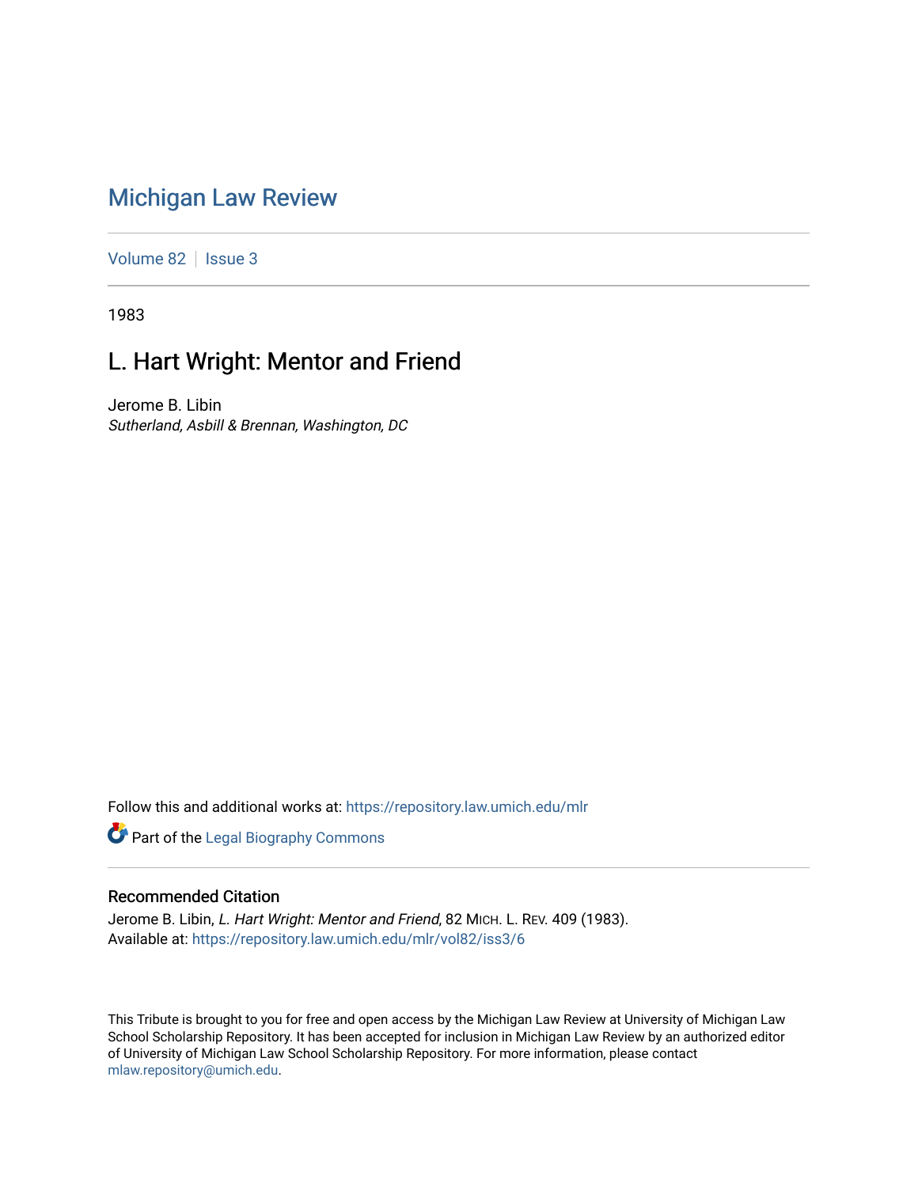# Michigan Law Review

Volume 82 | Issue 3

1983

## L. Hart Wright: Mentor and Friend

Jerome B. Libin
*Sutherland, Asbill & Brennan, Washington, DC*

Follow this and additional works at: https://repository.law.umich.edu/mlr

Part of the Legal Biography Commons

### Recommended Citation

Jerome B. Libin, *L. Hart Wright: Mentor and Friend*, 82 MICH. L. REV. 409 (1983).
Available at: https://repository.law.umich.edu/mlr/vol82/iss3/6

This Tribute is brought to you for free and open access by the Michigan Law Review at University of Michigan Law School Scholarship Repository. It has been accepted for inclusion in Michigan Law Review by an authorized editor of University of Michigan Law School Scholarship Repository. For more information, please contact mlaw.repository@umich.edu.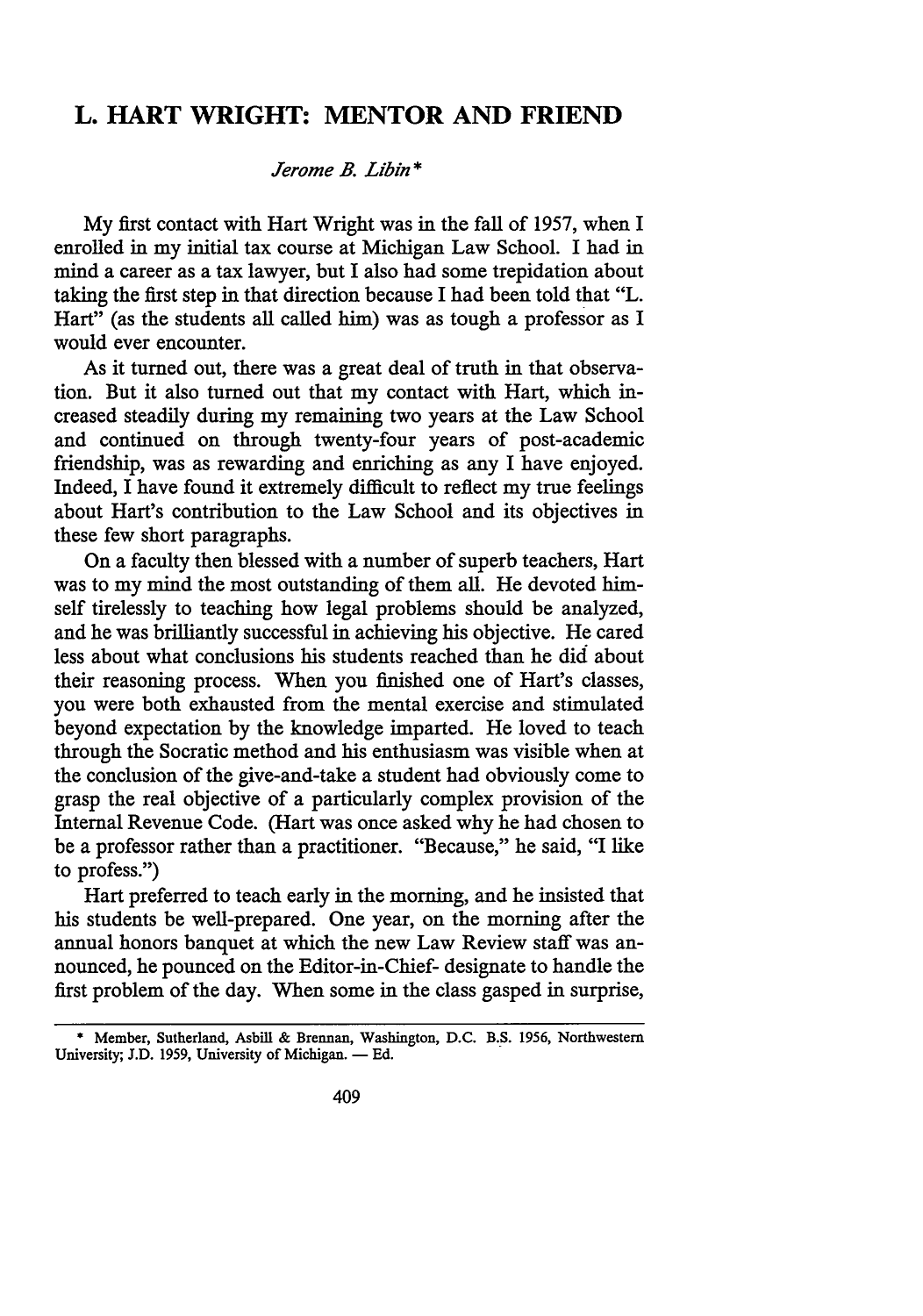# L. HART WRIGHT: MENTOR AND FRIEND

*Jerome B. Libin\**

My first contact with Hart Wright was in the fall of 1957, when I enrolled in my initial tax course at Michigan Law School. I had in mind a career as a tax lawyer, but I also had some trepidation about taking the first step in that direction because I had been told that "L. Hart" (as the students all called him) was as tough a professor as I would ever encounter.

As it turned out, there was a great deal of truth in that observation. But it also turned out that my contact with Hart, which increased steadily during my remaining two years at the Law School and continued on through twenty-four years of post-academic friendship, was as rewarding and enriching as any I have enjoyed. Indeed, I have found it extremely difficult to reflect my true feelings about Hart's contribution to the Law School and its objectives in these few short paragraphs.

On a faculty then blessed with a number of superb teachers, Hart was to my mind the most outstanding of them all. He devoted himself tirelessly to teaching how legal problems should be analyzed, and he was brilliantly successful in achieving his objective. He cared less about what conclusions his students reached than he did about their reasoning process. When you finished one of Hart's classes, you were both exhausted from the mental exercise and stimulated beyond expectation by the knowledge imparted. He loved to teach through the Socratic method and his enthusiasm was visible when at the conclusion of the give-and-take a student had obviously come to grasp the real objective of a particularly complex provision of the Internal Revenue Code. (Hart was once asked why he had chosen to be a professor rather than a practitioner. "Because," he said, "I like to profess.")

Hart preferred to teach early in the morning, and he insisted that his students be well-prepared. One year, on the morning after the annual honors banquet at which the new Law Review staff was announced, he pounced on the Editor-in-Chief- designate to handle the first problem of the day. When some in the class gasped in surprise,

---

\* Member, Sutherland, Asbill & Brennan, Washington, D.C. B.S. 1956, Northwestern University; J.D. 1959, University of Michigan. — Ed.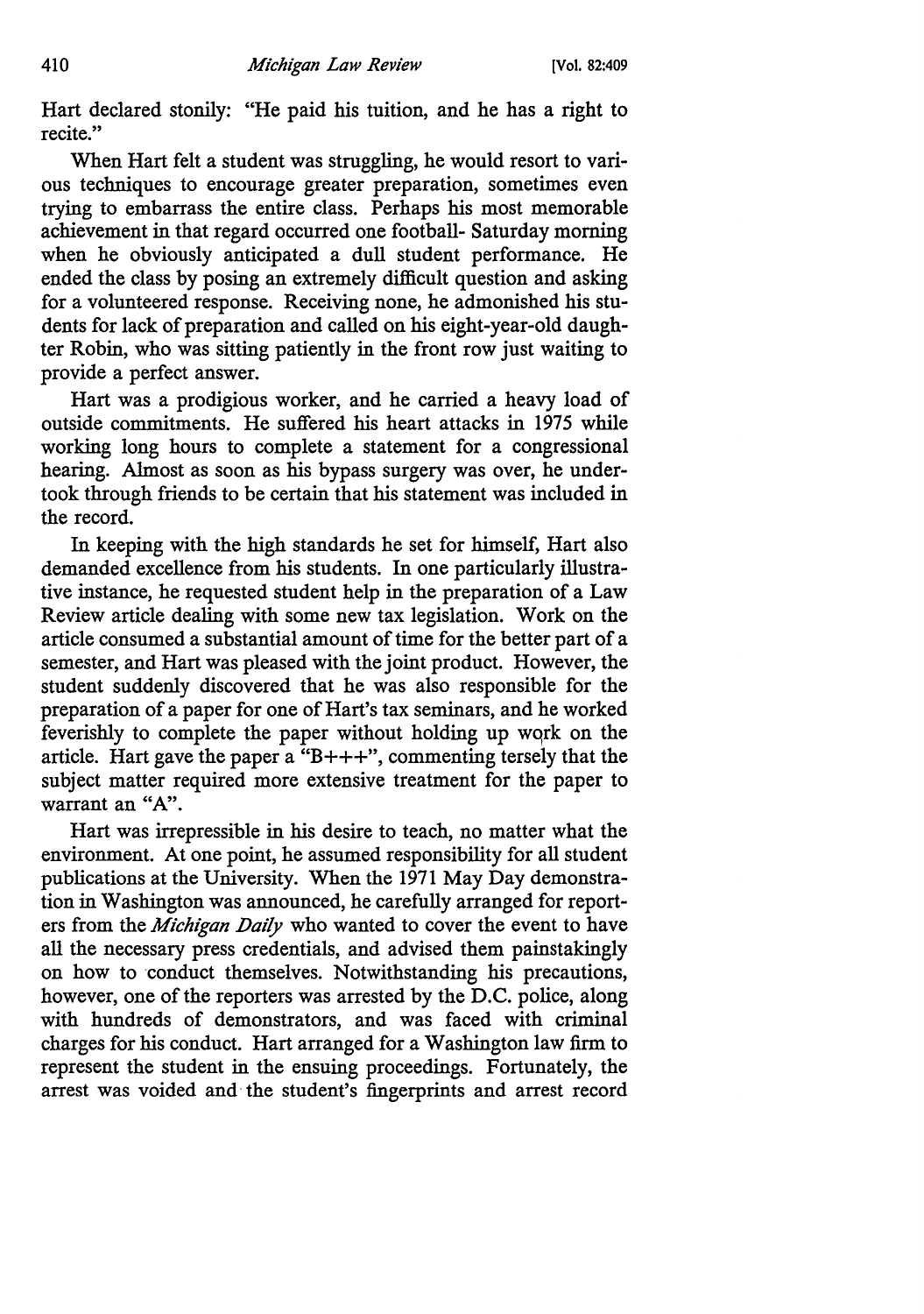Hart declared stonily: "He paid his tuition, and he has a right to recite."

When Hart felt a student was struggling, he would resort to various techniques to encourage greater preparation, sometimes even trying to embarrass the entire class. Perhaps his most memorable achievement in that regard occurred one football- Saturday morning when he obviously anticipated a dull student performance. He ended the class by posing an extremely difficult question and asking for a volunteered response. Receiving none, he admonished his students for lack of preparation and called on his eight-year-old daughter Robin, who was sitting patiently in the front row just waiting to provide a perfect answer.

Hart was a prodigious worker, and he carried a heavy load of outside commitments. He suffered his heart attacks in 1975 while working long hours to complete a statement for a congressional hearing. Almost as soon as his bypass surgery was over, he undertook through friends to be certain that his statement was included in the record.

In keeping with the high standards he set for himself, Hart also demanded excellence from his students. In one particularly illustrative instance, he requested student help in the preparation of a Law Review article dealing with some new tax legislation. Work on the article consumed a substantial amount of time for the better part of a semester, and Hart was pleased with the joint product. However, the student suddenly discovered that he was also responsible for the preparation of a paper for one of Hart's tax seminars, and he worked feverishly to complete the paper without holding up work on the article. Hart gave the paper a "B+++", commenting tersely that the subject matter required more extensive treatment for the paper to warrant an "A".

Hart was irrepressible in his desire to teach, no matter what the environment. At one point, he assumed responsibility for all student publications at the University. When the 1971 May Day demonstration in Washington was announced, he carefully arranged for reporters from the *Michigan Daily* who wanted to cover the event to have all the necessary press credentials, and advised them painstakingly on how to conduct themselves. Notwithstanding his precautions, however, one of the reporters was arrested by the D.C. police, along with hundreds of demonstrators, and was faced with criminal charges for his conduct. Hart arranged for a Washington law firm to represent the student in the ensuing proceedings. Fortunately, the arrest was voided and the student's fingerprints and arrest record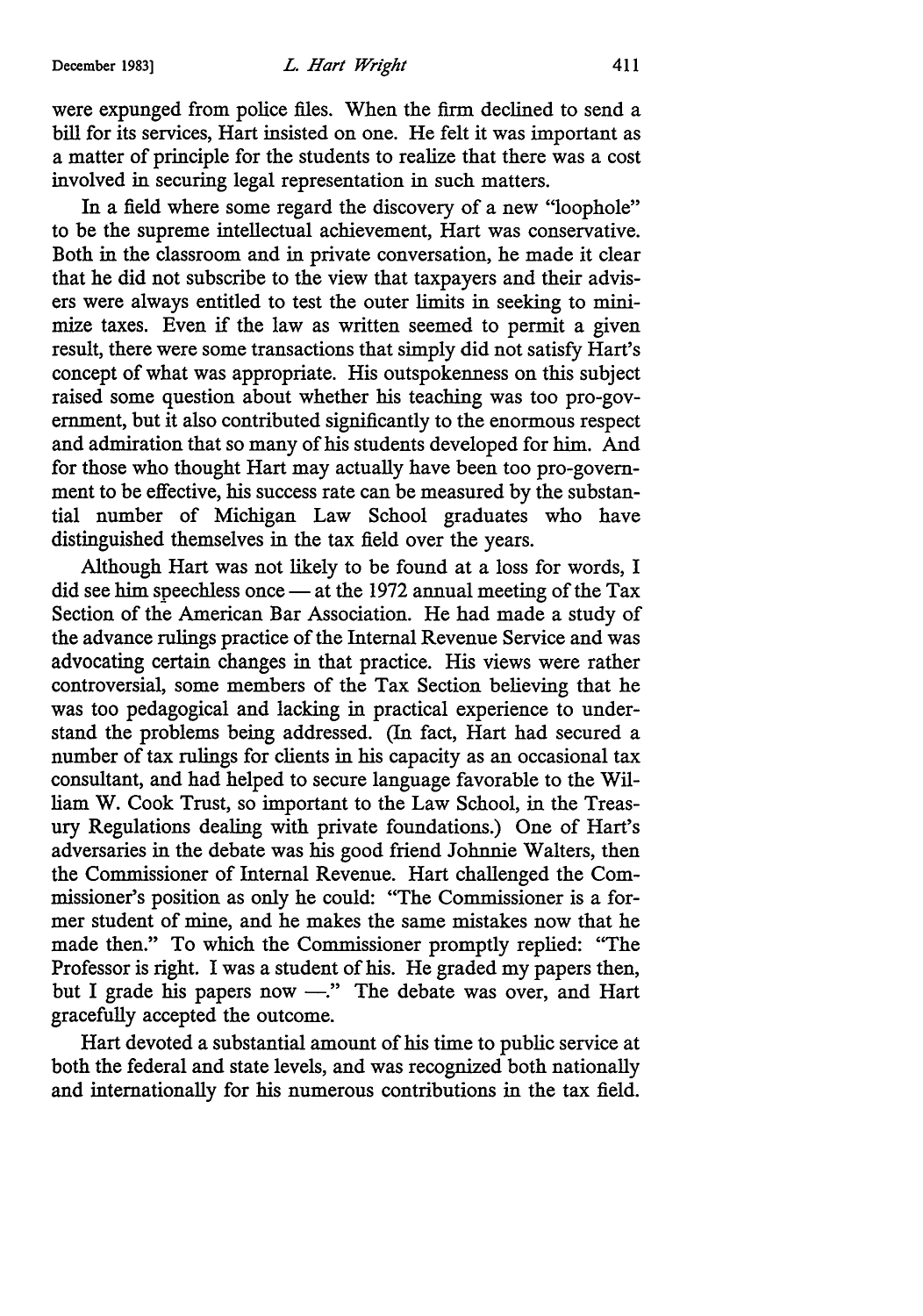were expunged from police files. When the firm declined to send a bill for its services, Hart insisted on one. He felt it was important as a matter of principle for the students to realize that there was a cost involved in securing legal representation in such matters.

In a field where some regard the discovery of a new "loophole" to be the supreme intellectual achievement, Hart was conservative. Both in the classroom and in private conversation, he made it clear that he did not subscribe to the view that taxpayers and their advisers were always entitled to test the outer limits in seeking to minimize taxes. Even if the law as written seemed to permit a given result, there were some transactions that simply did not satisfy Hart's concept of what was appropriate. His outspokenness on this subject raised some question about whether his teaching was too pro-government, but it also contributed significantly to the enormous respect and admiration that so many of his students developed for him. And for those who thought Hart may actually have been too pro-government to be effective, his success rate can be measured by the substantial number of Michigan Law School graduates who have distinguished themselves in the tax field over the years.

Although Hart was not likely to be found at a loss for words, I did see him speechless once — at the 1972 annual meeting of the Tax Section of the American Bar Association. He had made a study of the advance rulings practice of the Internal Revenue Service and was advocating certain changes in that practice. His views were rather controversial, some members of the Tax Section believing that he was too pedagogical and lacking in practical experience to understand the problems being addressed. (In fact, Hart had secured a number of tax rulings for clients in his capacity as an occasional tax consultant, and had helped to secure language favorable to the William W. Cook Trust, so important to the Law School, in the Treasury Regulations dealing with private foundations.) One of Hart's adversaries in the debate was his good friend Johnnie Walters, then the Commissioner of Internal Revenue. Hart challenged the Commissioner's position as only he could: "The Commissioner is a former student of mine, and he makes the same mistakes now that he made then." To which the Commissioner promptly replied: "The Professor is right. I was a student of his. He graded my papers then, but I grade his papers now —." The debate was over, and Hart gracefully accepted the outcome.

Hart devoted a substantial amount of his time to public service at both the federal and state levels, and was recognized both nationally and internationally for his numerous contributions in the tax field.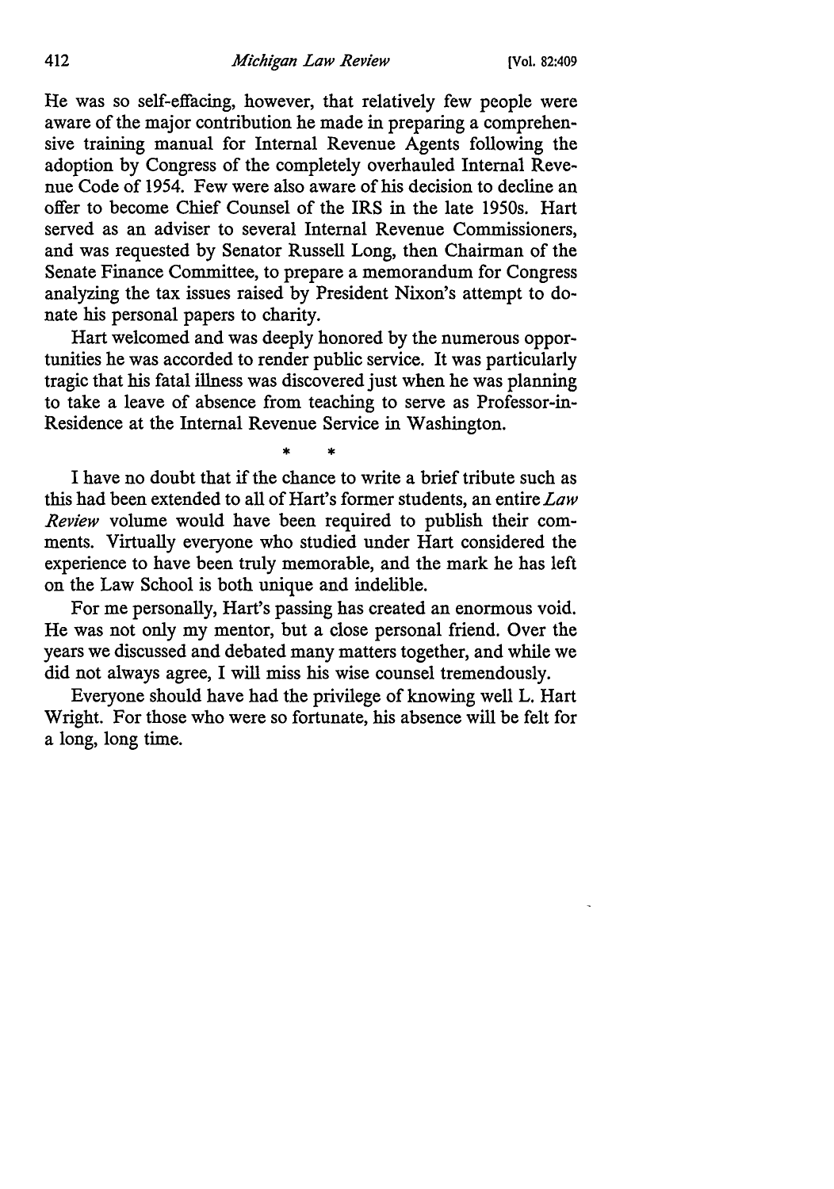He was so self-effacing, however, that relatively few people were aware of the major contribution he made in preparing a comprehensive training manual for Internal Revenue Agents following the adoption by Congress of the completely overhauled Internal Revenue Code of 1954. Few were also aware of his decision to decline an offer to become Chief Counsel of the IRS in the late 1950s. Hart served as an adviser to several Internal Revenue Commissioners, and was requested by Senator Russell Long, then Chairman of the Senate Finance Committee, to prepare a memorandum for Congress analyzing the tax issues raised by President Nixon's attempt to donate his personal papers to charity.

Hart welcomed and was deeply honored by the numerous opportunities he was accorded to render public service. It was particularly tragic that his fatal illness was discovered just when he was planning to take a leave of absence from teaching to serve as Professor-in-Residence at the Internal Revenue Service in Washington.

\* \*

I have no doubt that if the chance to write a brief tribute such as this had been extended to all of Hart's former students, an entire *Law Review* volume would have been required to publish their comments. Virtually everyone who studied under Hart considered the experience to have been truly memorable, and the mark he has left on the Law School is both unique and indelible.

For me personally, Hart's passing has created an enormous void. He was not only my mentor, but a close personal friend. Over the years we discussed and debated many matters together, and while we did not always agree, I will miss his wise counsel tremendously.

Everyone should have had the privilege of knowing well L. Hart Wright. For those who were so fortunate, his absence will be felt for a long, long time.